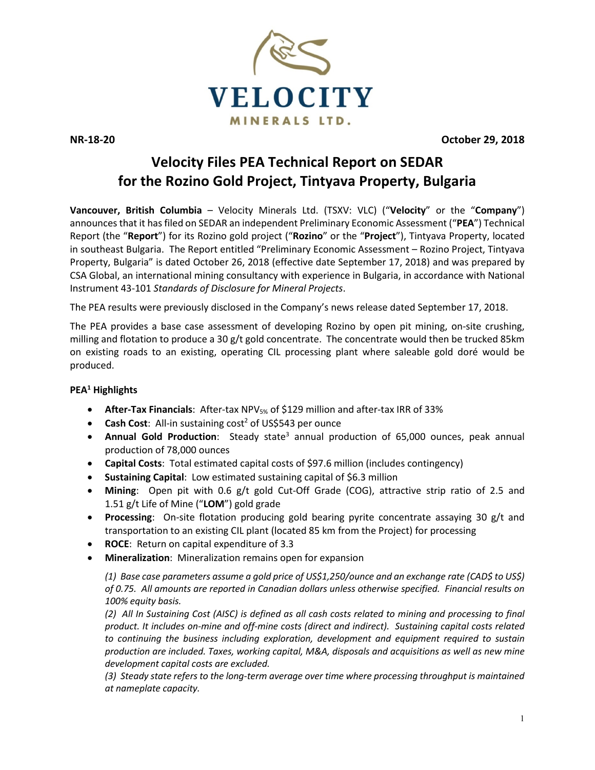VELOCITY MINERALS LTD.

**NR-18-20** **October 29, 2018**

# Velocity Files PEA Technical Report on SEDAR for the Rozino Gold Project, Tintyava Property, Bulgaria

**Vancouver, British Columbia** – Velocity Minerals Ltd. (TSXV: VLC) ("**Velocity**" or the "**Company**") announces that it has filed on SEDAR an independent Preliminary Economic Assessment ("**PEA**") Technical Report (the "**Report**") for its Rozino gold project ("**Rozino**" or the "**Project**"), Tintyava Property, located in southeast Bulgaria. The Report entitled "Preliminary Economic Assessment – Rozino Project, Tintyava Property, Bulgaria" is dated October 26, 2018 (effective date September 17, 2018) and was prepared by CSA Global, an international mining consultancy with experience in Bulgaria, in accordance with National Instrument 43-101 *Standards of Disclosure for Mineral Projects*.

The PEA results were previously disclosed in the Company's news release dated September 17, 2018.

The PEA provides a base case assessment of developing Rozino by open pit mining, on-site crushing, milling and flotation to produce a 30 g/t gold concentrate. The concentrate would then be trucked 85km on existing roads to an existing, operating CIL processing plant where saleable gold doré would be produced.

**PEA[1] Highlights**

- **After-Tax Financials**: After-tax $NPV_{5\%}$ of $129 million and after-tax IRR of 33%
- **Cash Cost**: All-in sustaining cost[2] of US$543 per ounce
- **Annual Gold Production**: Steady state[3] annual production of 65,000 ounces, peak annual production of 78,000 ounces
- **Capital Costs**: Total estimated capital costs of $97.6 million (includes contingency)
- **Sustaining Capital**: Low estimated sustaining capital of $6.3 million
- **Mining**: Open pit with 0.6 g/t gold Cut-Off Grade (COG), attractive strip ratio of 2.5 and 1.51 g/t Life of Mine ("**LOM**") gold grade
- **Processing**: On-site flotation producing gold bearing pyrite concentrate assaying 30 g/t and transportation to an existing CIL plant (located 85 km from the Project) for processing
- **ROCE**: Return on capital expenditure of 3.3
- **Mineralization**: Mineralization remains open for expansion

*(1) Base case parameters assume a gold price of US$1,250/ounce and an exchange rate (CAD$ to US$) of 0.75. All amounts are reported in Canadian dollars unless otherwise specified. Financial results on 100% equity basis.*

*(2) All In Sustaining Cost (AISC) is defined as all cash costs related to mining and processing to final product. It includes on-mine and off-mine costs (direct and indirect). Sustaining capital costs related to continuing the business including exploration, development and equipment required to sustain production are included. Taxes, working capital, M&A, disposals and acquisitions as well as new mine development capital costs are excluded.*

*(3) Steady state refers to the long-term average over time where processing throughput is maintained at nameplate capacity.*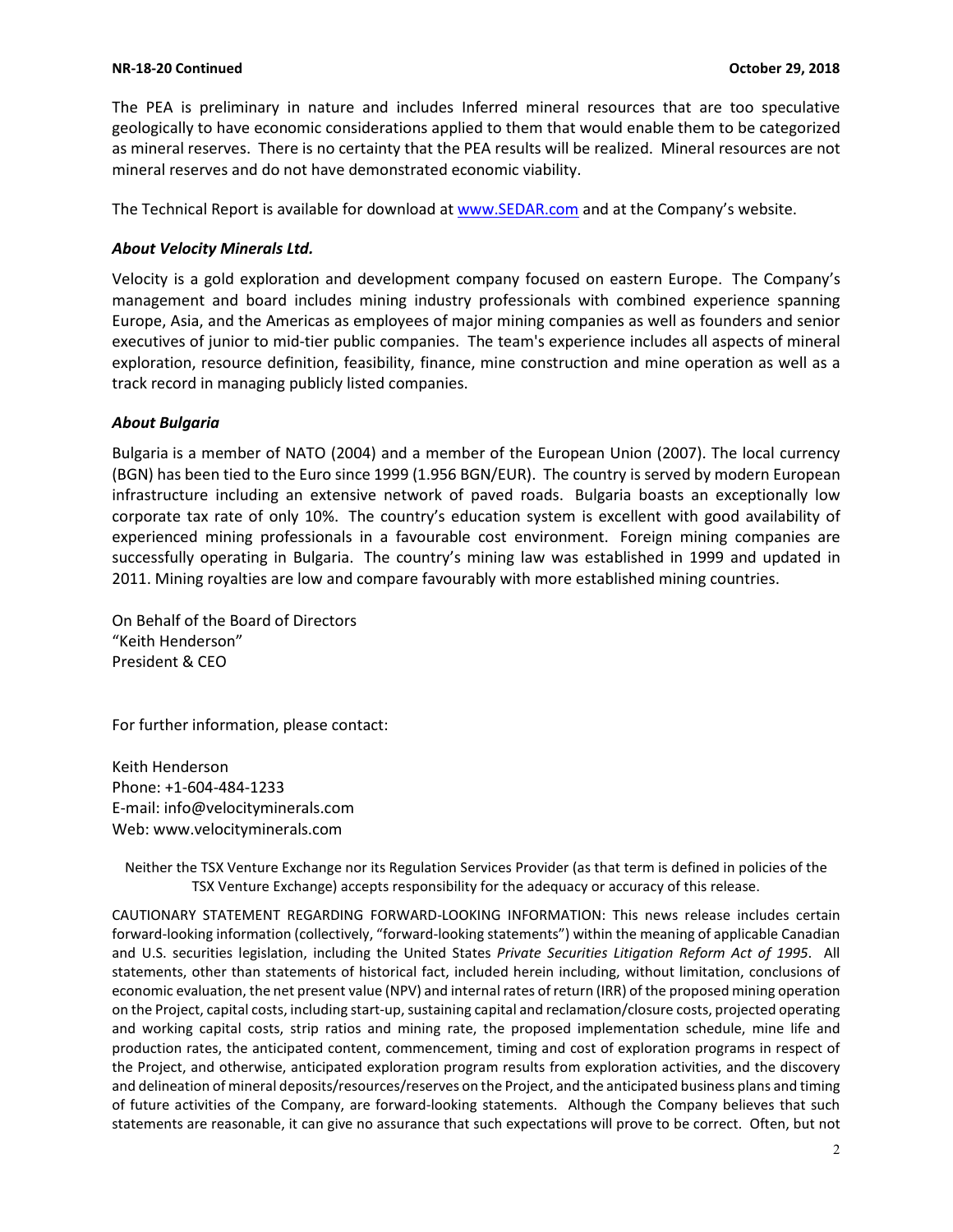The PEA is preliminary in nature and includes Inferred mineral resources that are too speculative geologically to have economic considerations applied to them that would enable them to be categorized as mineral reserves. There is no certainty that the PEA results will be realized. Mineral resources are not mineral reserves and do not have demonstrated economic viability.

The Technical Report is available for download at [www.SEDAR.com](www.SEDAR.com) and at the Company's website.

### *About Velocity Minerals Ltd.*

Velocity is a gold exploration and development company focused on eastern Europe. The Company's management and board includes mining industry professionals with combined experience spanning Europe, Asia, and the Americas as employees of major mining companies as well as founders and senior executives of junior to mid-tier public companies. The team's experience includes all aspects of mineral exploration, resource definition, feasibility, finance, mine construction and mine operation as well as a track record in managing publicly listed companies.

### *About Bulgaria*

Bulgaria is a member of NATO (2004) and a member of the European Union (2007). The local currency (BGN) has been tied to the Euro since 1999 (1.956 BGN/EUR). The country is served by modern European infrastructure including an extensive network of paved roads. Bulgaria boasts an exceptionally low corporate tax rate of only 10%. The country's education system is excellent with good availability of experienced mining professionals in a favourable cost environment. Foreign mining companies are successfully operating in Bulgaria. The country's mining law was established in 1999 and updated in 2011. Mining royalties are low and compare favourably with more established mining countries.

On Behalf of the Board of Directors
"Keith Henderson"
President & CEO

For further information, please contact:

Keith Henderson
Phone: +1-604-484-1233
E-mail: info@velocityminerals.com
Web: www.velocityminerals.com

Neither the TSX Venture Exchange nor its Regulation Services Provider (as that term is defined in policies of the TSX Venture Exchange) accepts responsibility for the adequacy or accuracy of this release.

CAUTIONARY STATEMENT REGARDING FORWARD-LOOKING INFORMATION: This news release includes certain forward-looking information (collectively, "forward-looking statements") within the meaning of applicable Canadian and U.S. securities legislation, including the United States *Private Securities Litigation Reform Act of 1995*. All statements, other than statements of historical fact, included herein including, without limitation, conclusions of economic evaluation, the net present value (NPV) and internal rates of return (IRR) of the proposed mining operation on the Project, capital costs, including start-up, sustaining capital and reclamation/closure costs, projected operating and working capital costs, strip ratios and mining rate, the proposed implementation schedule, mine life and production rates, the anticipated content, commencement, timing and cost of exploration programs in respect of the Project, and otherwise, anticipated exploration program results from exploration activities, and the discovery and delineation of mineral deposits/resources/reserves on the Project, and the anticipated business plans and timing of future activities of the Company, are forward-looking statements. Although the Company believes that such statements are reasonable, it can give no assurance that such expectations will prove to be correct. Often, but not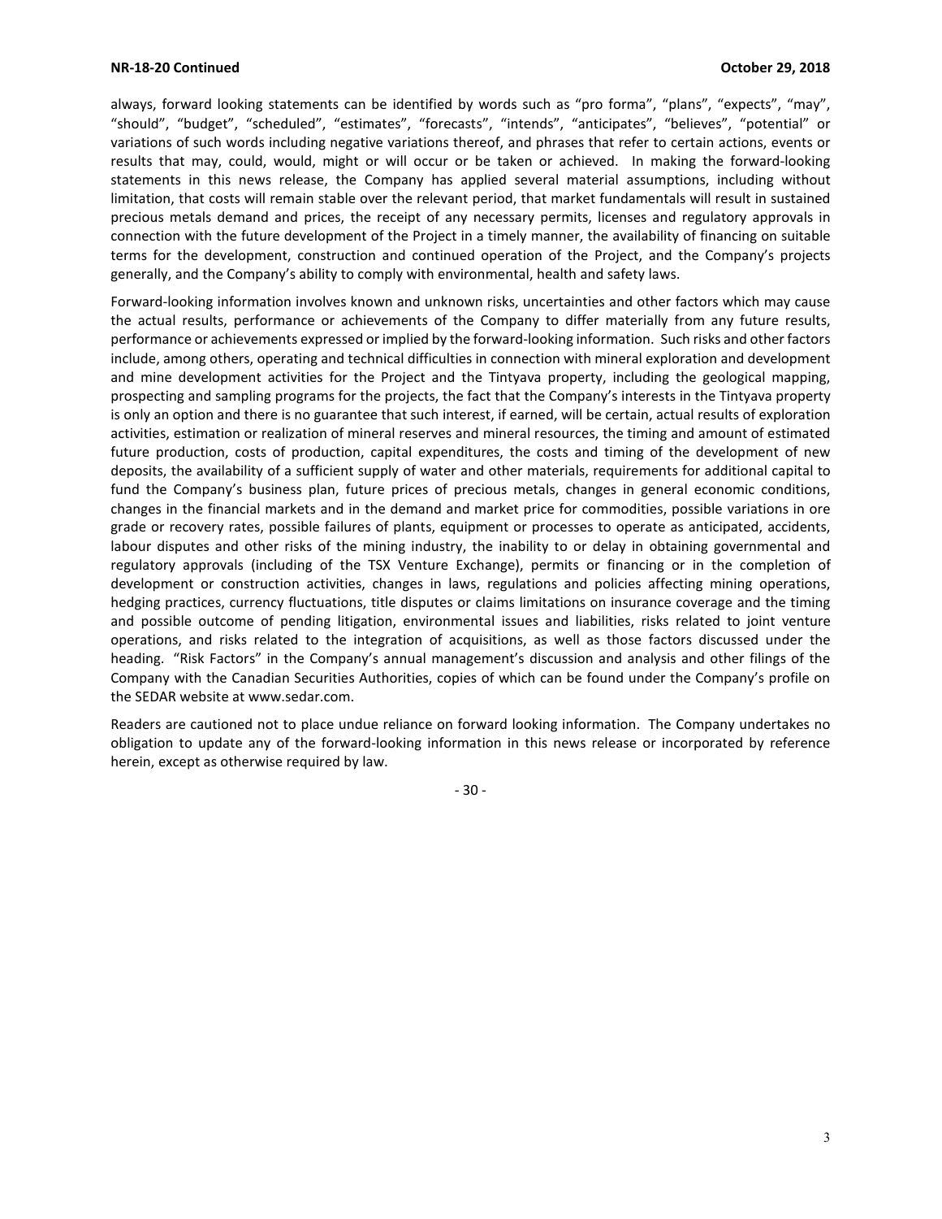always, forward looking statements can be identified by words such as "pro forma", "plans", "expects", "may", "should", "budget", "scheduled", "estimates", "forecasts", "intends", "anticipates", "believes", "potential" or variations of such words including negative variations thereof, and phrases that refer to certain actions, events or results that may, could, would, might or will occur or be taken or achieved. In making the forward-looking statements in this news release, the Company has applied several material assumptions, including without limitation, that costs will remain stable over the relevant period, that market fundamentals will result in sustained precious metals demand and prices, the receipt of any necessary permits, licenses and regulatory approvals in connection with the future development of the Project in a timely manner, the availability of financing on suitable terms for the development, construction and continued operation of the Project, and the Company's projects generally, and the Company's ability to comply with environmental, health and safety laws.

Forward-looking information involves known and unknown risks, uncertainties and other factors which may cause the actual results, performance or achievements of the Company to differ materially from any future results, performance or achievements expressed or implied by the forward-looking information. Such risks and other factors include, among others, operating and technical difficulties in connection with mineral exploration and development and mine development activities for the Project and the Tintyava property, including the geological mapping, prospecting and sampling programs for the projects, the fact that the Company's interests in the Tintyava property is only an option and there is no guarantee that such interest, if earned, will be certain, actual results of exploration activities, estimation or realization of mineral reserves and mineral resources, the timing and amount of estimated future production, costs of production, capital expenditures, the costs and timing of the development of new deposits, the availability of a sufficient supply of water and other materials, requirements for additional capital to fund the Company's business plan, future prices of precious metals, changes in general economic conditions, changes in the financial markets and in the demand and market price for commodities, possible variations in ore grade or recovery rates, possible failures of plants, equipment or processes to operate as anticipated, accidents, labour disputes and other risks of the mining industry, the inability to or delay in obtaining governmental and regulatory approvals (including of the TSX Venture Exchange), permits or financing or in the completion of development or construction activities, changes in laws, regulations and policies affecting mining operations, hedging practices, currency fluctuations, title disputes or claims limitations on insurance coverage and the timing and possible outcome of pending litigation, environmental issues and liabilities, risks related to joint venture operations, and risks related to the integration of acquisitions, as well as those factors discussed under the heading. "Risk Factors" in the Company's annual management's discussion and analysis and other filings of the Company with the Canadian Securities Authorities, copies of which can be found under the Company's profile on the SEDAR website at www.sedar.com.

Readers are cautioned not to place undue reliance on forward looking information. The Company undertakes no obligation to update any of the forward-looking information in this news release or incorporated by reference herein, except as otherwise required by law.

- 30 -